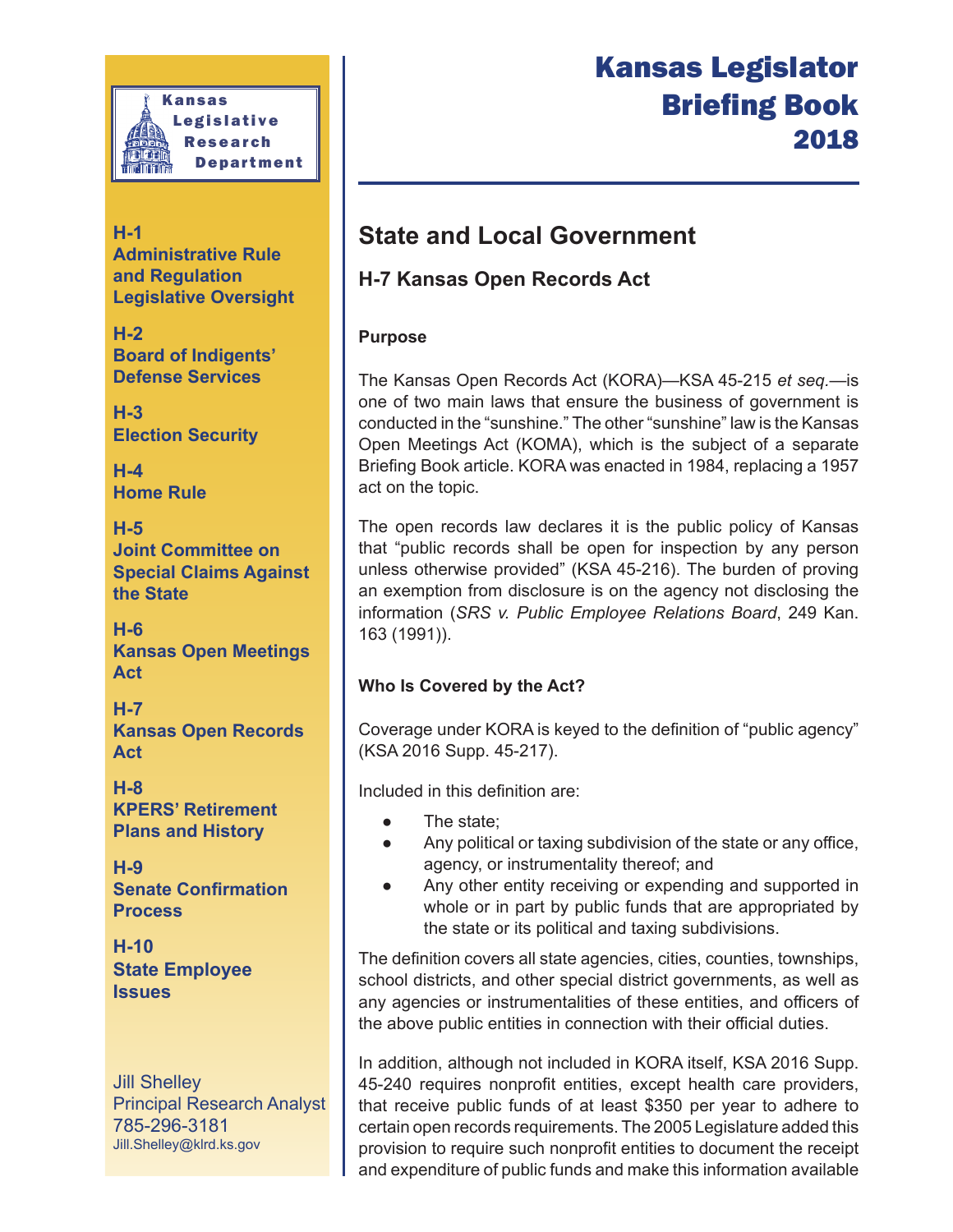Kansas Legislative Research Department

# Kansas Legislator Briefing Book 2018

**H-1**
**Administrative Rule and Regulation Legislative Oversight**

**H-2**
**Board of Indigents' Defense Services**

**H-3**
**Election Security**

**H-4**
**Home Rule**

**H-5**
**Joint Committee on Special Claims Against the State**

**H-6**
**Kansas Open Meetings Act**

**H-7**
**Kansas Open Records Act**

**H-8**
**KPERS' Retirement Plans and History**

**H-9**
**Senate Confirmation Process**

**H-10**
**State Employee Issues**

Jill Shelley
Principal Research Analyst
785-296-3181
Jill.Shelley@klrd.ks.gov

## State and Local Government

### H-7 Kansas Open Records Act

#### Purpose

The Kansas Open Records Act (KORA)—KSA 45-215 *et seq.*—is one of two main laws that ensure the business of government is conducted in the "sunshine." The other "sunshine" law is the Kansas Open Meetings Act (KOMA), which is the subject of a separate Briefing Book article. KORA was enacted in 1984, replacing a 1957 act on the topic.

The open records law declares it is the public policy of Kansas that "public records shall be open for inspection by any person unless otherwise provided" (KSA 45-216). The burden of proving an exemption from disclosure is on the agency not disclosing the information (*SRS v. Public Employee Relations Board*, 249 Kan. 163 (1991)).

#### Who Is Covered by the Act?

Coverage under KORA is keyed to the definition of "public agency" (KSA 2016 Supp. 45-217).

Included in this definition are:

- The state;
- Any political or taxing subdivision of the state or any office, agency, or instrumentality thereof; and
- Any other entity receiving or expending and supported in whole or in part by public funds that are appropriated by the state or its political and taxing subdivisions.

The definition covers all state agencies, cities, counties, townships, school districts, and other special district governments, as well as any agencies or instrumentalities of these entities, and officers of the above public entities in connection with their official duties.

In addition, although not included in KORA itself, KSA 2016 Supp. 45-240 requires nonprofit entities, except health care providers, that receive public funds of at least $350 per year to adhere to certain open records requirements. The 2005 Legislature added this provision to require such nonprofit entities to document the receipt and expenditure of public funds and make this information available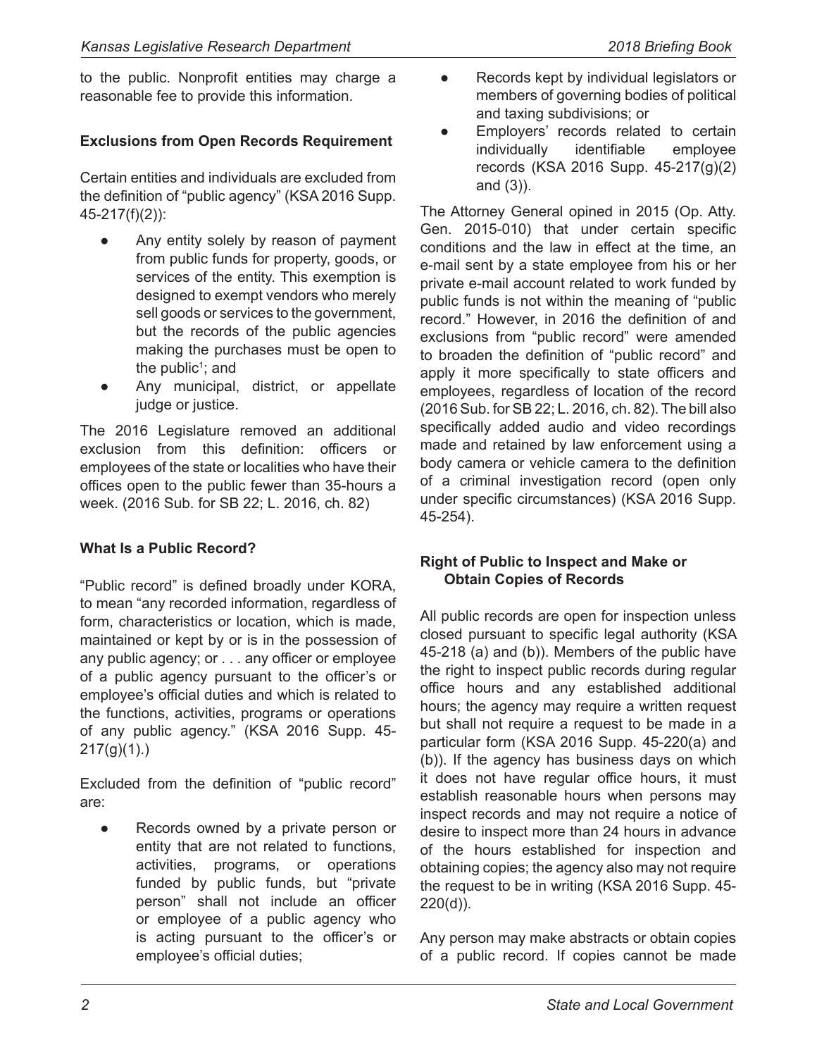to the public. Nonprofit entities may charge a reasonable fee to provide this information.

**Exclusions from Open Records Requirement**

Certain entities and individuals are excluded from the definition of "public agency" (KSA 2016 Supp. 45-217(f)(2)):

- Any entity solely by reason of payment from public funds for property, goods, or services of the entity. This exemption is designed to exempt vendors who merely sell goods or services to the government, but the records of the public agencies making the purchases must be open to the public[1]; and
- Any municipal, district, or appellate judge or justice.

The 2016 Legislature removed an additional exclusion from this definition: officers or employees of the state or localities who have their offices open to the public fewer than 35-hours a week. (2016 Sub. for SB 22; L. 2016, ch. 82)

**What Is a Public Record?**

"Public record" is defined broadly under KORA, to mean "any recorded information, regardless of form, characteristics or location, which is made, maintained or kept by or is in the possession of any public agency; or . . . any officer or employee of a public agency pursuant to the officer's or employee's official duties and which is related to the functions, activities, programs or operations of any public agency." (KSA 2016 Supp. 45-217(g)(1).)

Excluded from the definition of "public record" are:

- Records owned by a private person or entity that are not related to functions, activities, programs, or operations funded by public funds, but "private person" shall not include an officer or employee of a public agency who is acting pursuant to the officer's or employee's official duties;
- Records kept by individual legislators or members of governing bodies of political and taxing subdivisions; or
- Employers' records related to certain individually identifiable employee records (KSA 2016 Supp. 45-217(g)(2) and (3)).

The Attorney General opined in 2015 (Op. Atty. Gen. 2015-010) that under certain specific conditions and the law in effect at the time, an e-mail sent by a state employee from his or her private e-mail account related to work funded by public funds is not within the meaning of "public record." However, in 2016 the definition of and exclusions from "public record" were amended to broaden the definition of "public record" and apply it more specifically to state officers and employees, regardless of location of the record (2016 Sub. for SB 22; L. 2016, ch. 82). The bill also specifically added audio and video recordings made and retained by law enforcement using a body camera or vehicle camera to the definition of a criminal investigation record (open only under specific circumstances) (KSA 2016 Supp. 45-254).

**Right of Public to Inspect and Make or Obtain Copies of Records**

All public records are open for inspection unless closed pursuant to specific legal authority (KSA 45-218 (a) and (b)). Members of the public have the right to inspect public records during regular office hours and any established additional hours; the agency may require a written request but shall not require a request to be made in a particular form (KSA 2016 Supp. 45-220(a) and (b)). If the agency has business days on which it does not have regular office hours, it must establish reasonable hours when persons may inspect records and may not require a notice of desire to inspect more than 24 hours in advance of the hours established for inspection and obtaining copies; the agency also may not require the request to be in writing (KSA 2016 Supp. 45-220(d)).

Any person may make abstracts or obtain copies of a public record. If copies cannot be made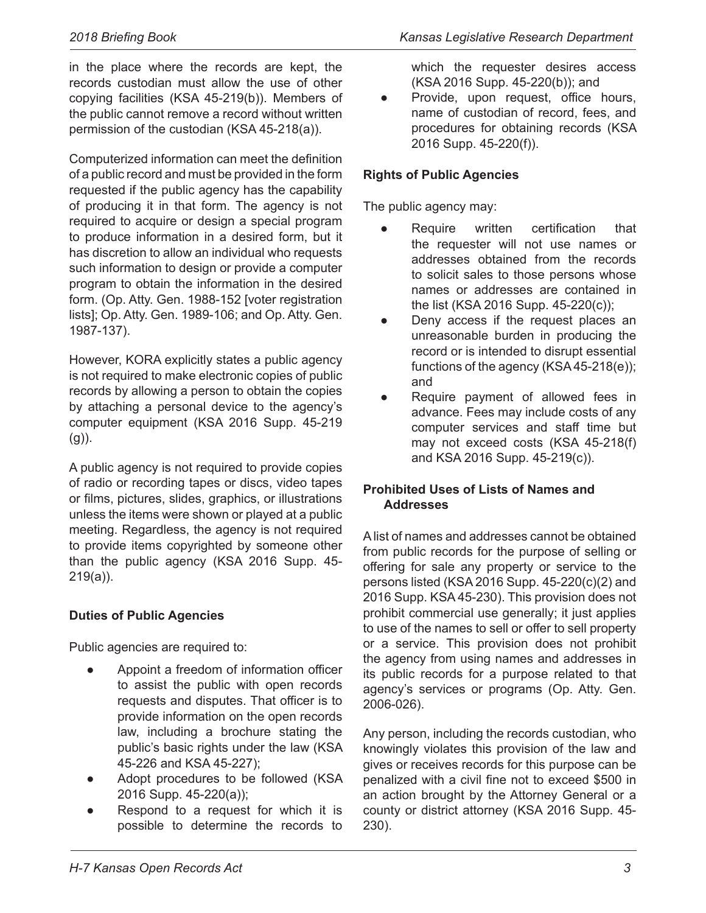in the place where the records are kept, the records custodian must allow the use of other copying facilities (KSA 45-219(b)). Members of the public cannot remove a record without written permission of the custodian (KSA 45-218(a)).

Computerized information can meet the definition of a public record and must be provided in the form requested if the public agency has the capability of producing it in that form. The agency is not required to acquire or design a special program to produce information in a desired form, but it has discretion to allow an individual who requests such information to design or provide a computer program to obtain the information in the desired form. (Op. Atty. Gen. 1988-152 [voter registration lists]; Op. Atty. Gen. 1989-106; and Op. Atty. Gen. 1987-137).

However, KORA explicitly states a public agency is not required to make electronic copies of public records by allowing a person to obtain the copies by attaching a personal device to the agency's computer equipment (KSA 2016 Supp. 45-219 (g)).

A public agency is not required to provide copies of radio or recording tapes or discs, video tapes or films, pictures, slides, graphics, or illustrations unless the items were shown or played at a public meeting. Regardless, the agency is not required to provide items copyrighted by someone other than the public agency (KSA 2016 Supp. 45-219(a)).

**Duties of Public Agencies**

Public agencies are required to:

- Appoint a freedom of information officer to assist the public with open records requests and disputes. That officer is to provide information on the open records law, including a brochure stating the public's basic rights under the law (KSA 45-226 and KSA 45-227);
- Adopt procedures to be followed (KSA 2016 Supp. 45-220(a));
- Respond to a request for which it is possible to determine the records to which the requester desires access (KSA 2016 Supp. 45-220(b)); and
- Provide, upon request, office hours, name of custodian of record, fees, and procedures for obtaining records (KSA 2016 Supp. 45-220(f)).

**Rights of Public Agencies**

The public agency may:

- Require written certification that the requester will not use names or addresses obtained from the records to solicit sales to those persons whose names or addresses are contained in the list (KSA 2016 Supp. 45-220(c));
- Deny access if the request places an unreasonable burden in producing the record or is intended to disrupt essential functions of the agency (KSA 45-218(e)); and
- Require payment of allowed fees in advance. Fees may include costs of any computer services and staff time but may not exceed costs (KSA 45-218(f) and KSA 2016 Supp. 45-219(c)).

**Prohibited Uses of Lists of Names and Addresses**

A list of names and addresses cannot be obtained from public records for the purpose of selling or offering for sale any property or service to the persons listed (KSA 2016 Supp. 45-220(c)(2) and 2016 Supp. KSA 45-230). This provision does not prohibit commercial use generally; it just applies to use of the names to sell or offer to sell property or a service. This provision does not prohibit the agency from using names and addresses in its public records for a purpose related to that agency's services or programs (Op. Atty. Gen. 2006-026).

Any person, including the records custodian, who knowingly violates this provision of the law and gives or receives records for this purpose can be penalized with a civil fine not to exceed $500 in an action brought by the Attorney General or a county or district attorney (KSA 2016 Supp. 45-230).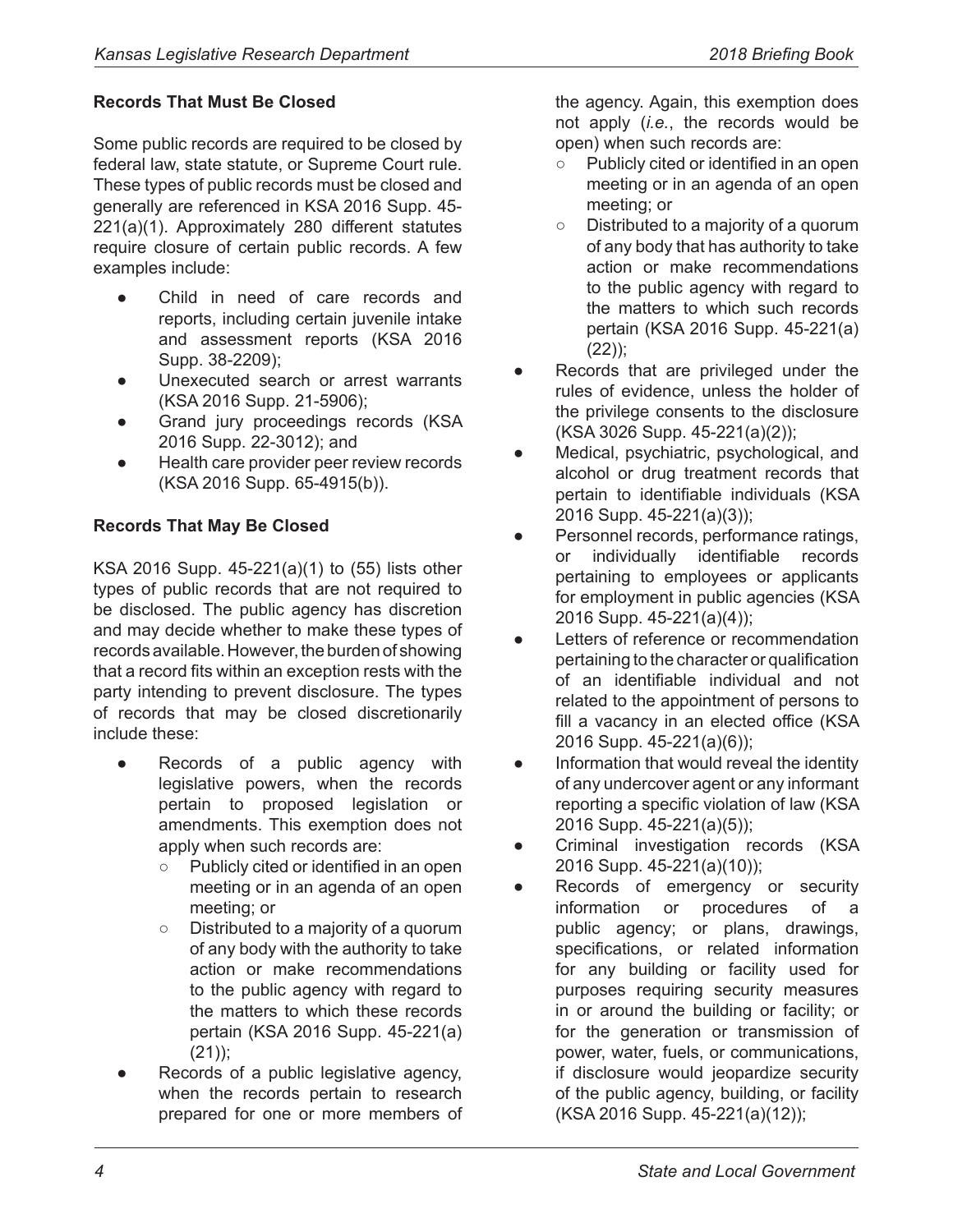**Records That Must Be Closed**

Some public records are required to be closed by federal law, state statute, or Supreme Court rule. These types of public records must be closed and generally are referenced in KSA 2016 Supp. 45-221(a)(1). Approximately 280 different statutes require closure of certain public records. A few examples include:

- Child in need of care records and reports, including certain juvenile intake and assessment reports (KSA 2016 Supp. 38-2209);
- Unexecuted search or arrest warrants (KSA 2016 Supp. 21-5906);
- Grand jury proceedings records (KSA 2016 Supp. 22-3012); and
- Health care provider peer review records (KSA 2016 Supp. 65-4915(b)).

**Records That May Be Closed**

KSA 2016 Supp. 45-221(a)(1) to (55) lists other types of public records that are not required to be disclosed. The public agency has discretion and may decide whether to make these types of records available. However, the burden of showing that a record fits within an exception rests with the party intending to prevent disclosure. The types of records that may be closed discretionarily include these:

- Records of a public agency with legislative powers, when the records pertain to proposed legislation or amendments. This exemption does not apply when such records are:
  - Publicly cited or identified in an open meeting or in an agenda of an open meeting; or
  - Distributed to a majority of a quorum of any body with the authority to take action or make recommendations to the public agency with regard to the matters to which these records pertain (KSA 2016 Supp. 45-221(a)(21));
- Records of a public legislative agency, when the records pertain to research prepared for one or more members of the agency. Again, this exemption does not apply (*i.e.*, the records would be open) when such records are:
  - Publicly cited or identified in an open meeting or in an agenda of an open meeting; or
  - Distributed to a majority of a quorum of any body that has authority to take action or make recommendations to the public agency with regard to the matters to which such records pertain (KSA 2016 Supp. 45-221(a)(22));
- Records that are privileged under the rules of evidence, unless the holder of the privilege consents to the disclosure (KSA 3026 Supp. 45-221(a)(2));
- Medical, psychiatric, psychological, and alcohol or drug treatment records that pertain to identifiable individuals (KSA 2016 Supp. 45-221(a)(3));
- Personnel records, performance ratings, or individually identifiable records pertaining to employees or applicants for employment in public agencies (KSA 2016 Supp. 45-221(a)(4));
- Letters of reference or recommendation pertaining to the character or qualification of an identifiable individual and not related to the appointment of persons to fill a vacancy in an elected office (KSA 2016 Supp. 45-221(a)(6));
- Information that would reveal the identity of any undercover agent or any informant reporting a specific violation of law (KSA 2016 Supp. 45-221(a)(5));
- Criminal investigation records (KSA 2016 Supp. 45-221(a)(10));
- Records of emergency or security information or procedures of a public agency; or plans, drawings, specifications, or related information for any building or facility used for purposes requiring security measures in or around the building or facility; or for the generation or transmission of power, water, fuels, or communications, if disclosure would jeopardize security of the public agency, building, or facility (KSA 2016 Supp. 45-221(a)(12));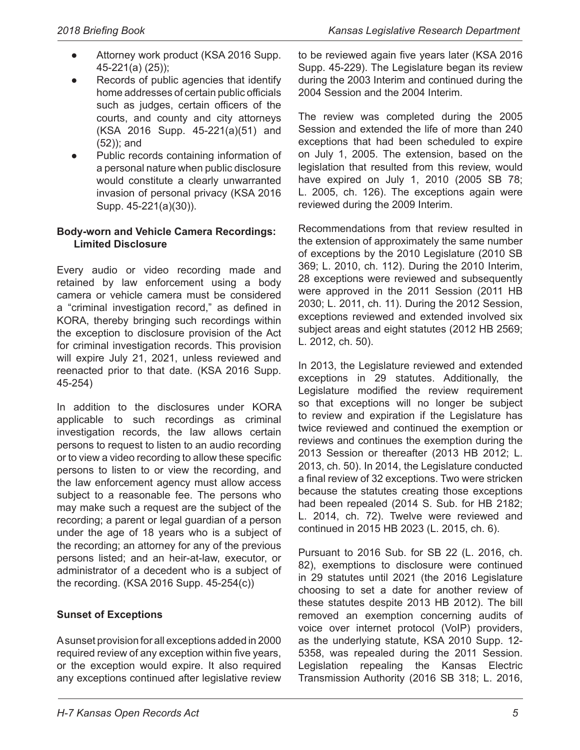- Attorney work product (KSA 2016 Supp. 45-221(a) (25));
- Records of public agencies that identify home addresses of certain public officials such as judges, certain officers of the courts, and county and city attorneys (KSA 2016 Supp. 45-221(a)(51) and (52)); and
- Public records containing information of a personal nature when public disclosure would constitute a clearly unwarranted invasion of personal privacy (KSA 2016 Supp. 45-221(a)(30)).

**Body-worn and Vehicle Camera Recordings: Limited Disclosure**

Every audio or video recording made and retained by law enforcement using a body camera or vehicle camera must be considered a "criminal investigation record," as defined in KORA, thereby bringing such recordings within the exception to disclosure provision of the Act for criminal investigation records. This provision will expire July 21, 2021, unless reviewed and reenacted prior to that date. (KSA 2016 Supp. 45-254)

In addition to the disclosures under KORA applicable to such recordings as criminal investigation records, the law allows certain persons to request to listen to an audio recording or to view a video recording to allow these specific persons to listen to or view the recording, and the law enforcement agency must allow access subject to a reasonable fee. The persons who may make such a request are the subject of the recording; a parent or legal guardian of a person under the age of 18 years who is a subject of the recording; an attorney for any of the previous persons listed; and an heir-at-law, executor, or administrator of a decedent who is a subject of the recording. (KSA 2016 Supp. 45-254(c))

**Sunset of Exceptions**

A sunset provision for all exceptions added in 2000 required review of any exception within five years, or the exception would expire. It also required any exceptions continued after legislative review to be reviewed again five years later (KSA 2016 Supp. 45-229). The Legislature began its review during the 2003 Interim and continued during the 2004 Session and the 2004 Interim.

The review was completed during the 2005 Session and extended the life of more than 240 exceptions that had been scheduled to expire on July 1, 2005. The extension, based on the legislation that resulted from this review, would have expired on July 1, 2010 (2005 SB 78; L. 2005, ch. 126). The exceptions again were reviewed during the 2009 Interim.

Recommendations from that review resulted in the extension of approximately the same number of exceptions by the 2010 Legislature (2010 SB 369; L. 2010, ch. 112). During the 2010 Interim, 28 exceptions were reviewed and subsequently were approved in the 2011 Session (2011 HB 2030; L. 2011, ch. 11). During the 2012 Session, exceptions reviewed and extended involved six subject areas and eight statutes (2012 HB 2569; L. 2012, ch. 50).

In 2013, the Legislature reviewed and extended exceptions in 29 statutes. Additionally, the Legislature modified the review requirement so that exceptions will no longer be subject to review and expiration if the Legislature has twice reviewed and continued the exemption or reviews and continues the exemption during the 2013 Session or thereafter (2013 HB 2012; L. 2013, ch. 50). In 2014, the Legislature conducted a final review of 32 exceptions. Two were stricken because the statutes creating those exceptions had been repealed (2014 S. Sub. for HB 2182; L. 2014, ch. 72). Twelve were reviewed and continued in 2015 HB 2023 (L. 2015, ch. 6).

Pursuant to 2016 Sub. for SB 22 (L. 2016, ch. 82), exemptions to disclosure were continued in 29 statutes until 2021 (the 2016 Legislature choosing to set a date for another review of these statutes despite 2013 HB 2012). The bill removed an exemption concerning audits of voice over internet protocol (VoIP) providers, as the underlying statute, KSA 2010 Supp. 12-5358, was repealed during the 2011 Session. Legislation repealing the Kansas Electric Transmission Authority (2016 SB 318; L. 2016,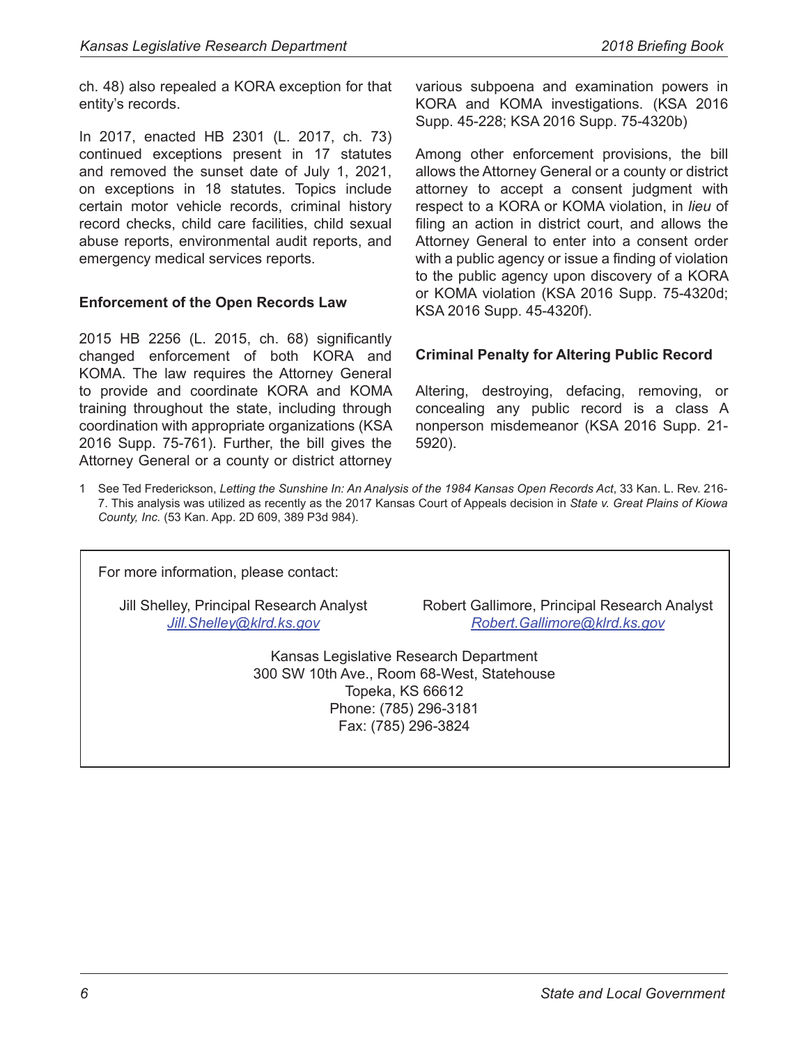ch. 48) also repealed a KORA exception for that entity's records.

In 2017, enacted HB 2301 (L. 2017, ch. 73) continued exceptions present in 17 statutes and removed the sunset date of July 1, 2021, on exceptions in 18 statutes. Topics include certain motor vehicle records, criminal history record checks, child care facilities, child sexual abuse reports, environmental audit reports, and emergency medical services reports.

### Enforcement of the Open Records Law

2015 HB 2256 (L. 2015, ch. 68) significantly changed enforcement of both KORA and KOMA. The law requires the Attorney General to provide and coordinate KORA and KOMA training throughout the state, including through coordination with appropriate organizations (KSA 2016 Supp. 75-761). Further, the bill gives the Attorney General or a county or district attorney various subpoena and examination powers in KORA and KOMA investigations. (KSA 2016 Supp. 45-228; KSA 2016 Supp. 75-4320b)

Among other enforcement provisions, the bill allows the Attorney General or a county or district attorney to accept a consent judgment with respect to a KORA or KOMA violation, in *lieu* of filing an action in district court, and allows the Attorney General to enter into a consent order with a public agency or issue a finding of violation to the public agency upon discovery of a KORA or KOMA violation (KSA 2016 Supp. 75-4320d; KSA 2016 Supp. 45-4320f).

### Criminal Penalty for Altering Public Record

Altering, destroying, defacing, removing, or concealing any public record is a class A nonperson misdemeanor (KSA 2016 Supp. 21-5920).

1 See Ted Frederickson, *Letting the Sunshine In: An Analysis of the 1984 Kansas Open Records Act*, 33 Kan. L. Rev. 216-7. This analysis was utilized as recently as the 2017 Kansas Court of Appeals decision in *State v. Great Plains of Kiowa County, Inc.* (53 Kan. App. 2D 609, 389 P3d 984).

---

For more information, please contact:

Jill Shelley, Principal Research Analyst
Jill.Shelley@klrd.ks.gov

Robert Gallimore, Principal Research Analyst
Robert.Gallimore@klrd.ks.gov

Kansas Legislative Research Department
300 SW 10th Ave., Room 68-West, Statehouse
Topeka, KS 66612
Phone: (785) 296-3181
Fax: (785) 296-3824